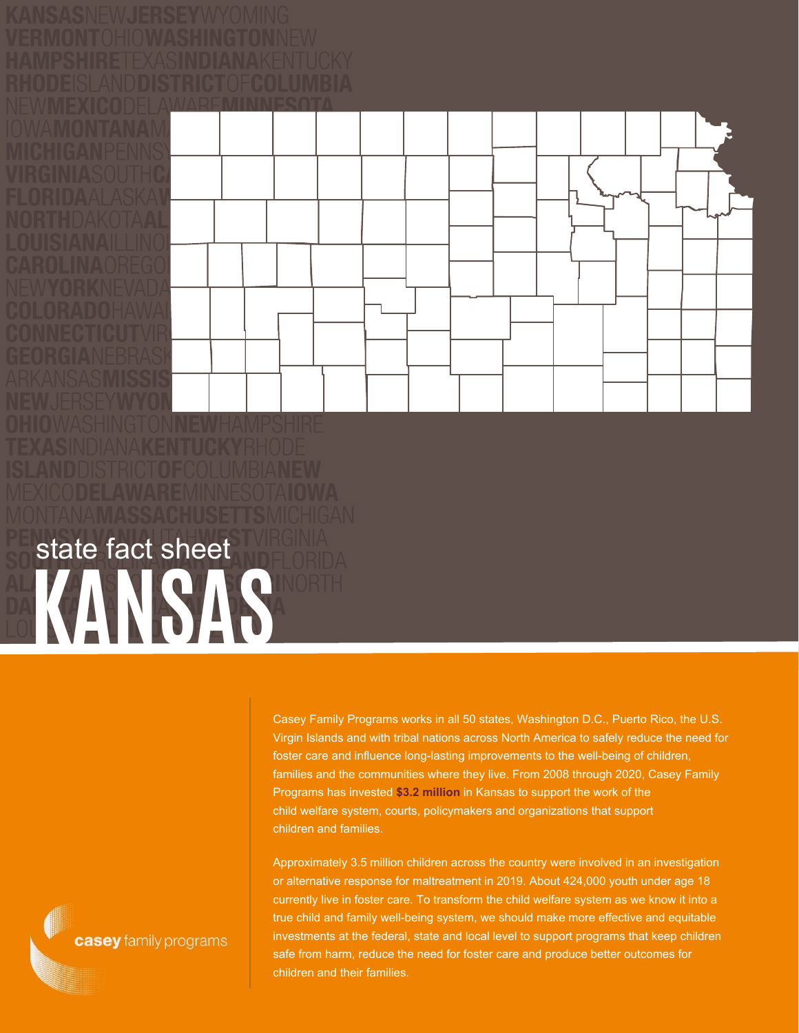state fact sheet

# KANSAS

Casey Family Programs works in all 50 states, Washington D.C., Puerto Rico, the U.S. Virgin Islands and with tribal nations across North America to safely reduce the need for foster care and influence long-lasting improvements to the well-being of children, families and the communities where they live. From 2008 through 2020, Casey Family Programs has invested **$3.2 million** in Kansas to support the work of the child welfare system, courts, policymakers and organizations that support children and families.

Approximately 3.5 million children across the country were involved in an investigation or alternative response for maltreatment in 2019. About 424,000 youth under age 18 currently live in foster care. To transform the child welfare system as we know it into a true child and family well-being system, we should make more effective and equitable investments at the federal, state and local level to support programs that keep children safe from harm, reduce the need for foster care and produce better outcomes for children and their families.

casey family programs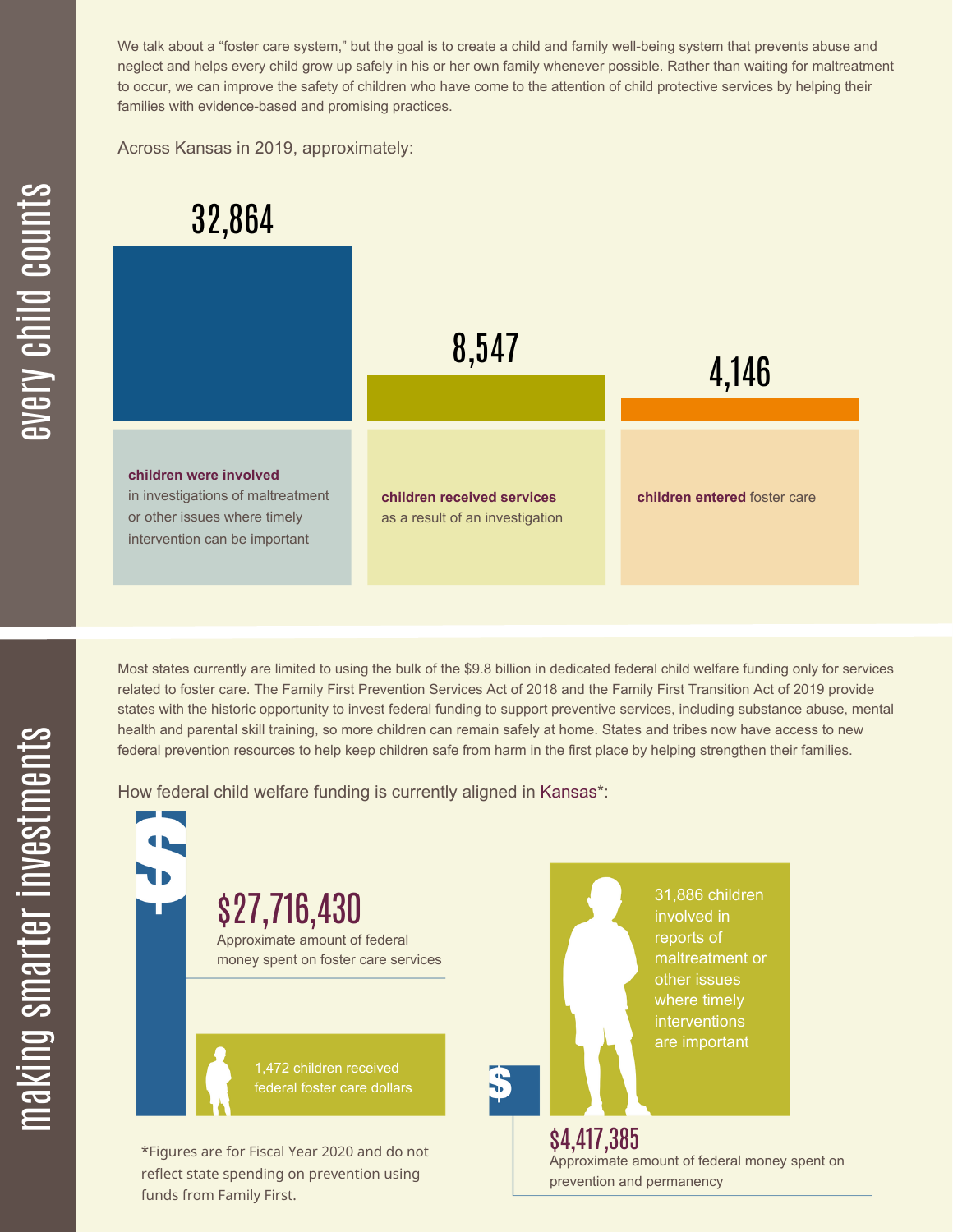## every child counts

We talk about a "foster care system," but the goal is to create a child and family well-being system that prevents abuse and neglect and helps every child grow up safely in his or her own family whenever possible. Rather than waiting for maltreatment to occur, we can improve the safety of children who have come to the attention of child protective services by helping their families with evidence-based and promising practices.

Across Kansas in 2019, approximately:

**32,864**

**children were involved** in investigations of maltreatment or other issues where timely intervention can be important

**8,547**

**children received services** as a result of an investigation

**4,146**

**children entered** foster care

## making smarter investments

Most states currently are limited to using the bulk of the $9.8 billion in dedicated federal child welfare funding only for services related to foster care. The Family First Prevention Services Act of 2018 and the Family First Transition Act of 2019 provide states with the historic opportunity to invest federal funding to support preventive services, including substance abuse, mental health and parental skill training, so more children can remain safely at home. States and tribes now have access to new federal prevention resources to help keep children safe from harm in the first place by helping strengthen their families.

How federal child welfare funding is currently aligned in Kansas*:

**$27,716,430**

Approximate amount of federal money spent on foster care services

1,472 children received federal foster care dollars

31,886 children involved in reports of maltreatment or other issues where timely interventions are important

**$4,417,385**

Approximate amount of federal money spent on prevention and permanency

*Figures are for Fiscal Year 2020 and do not reflect state spending on prevention using funds from Family First.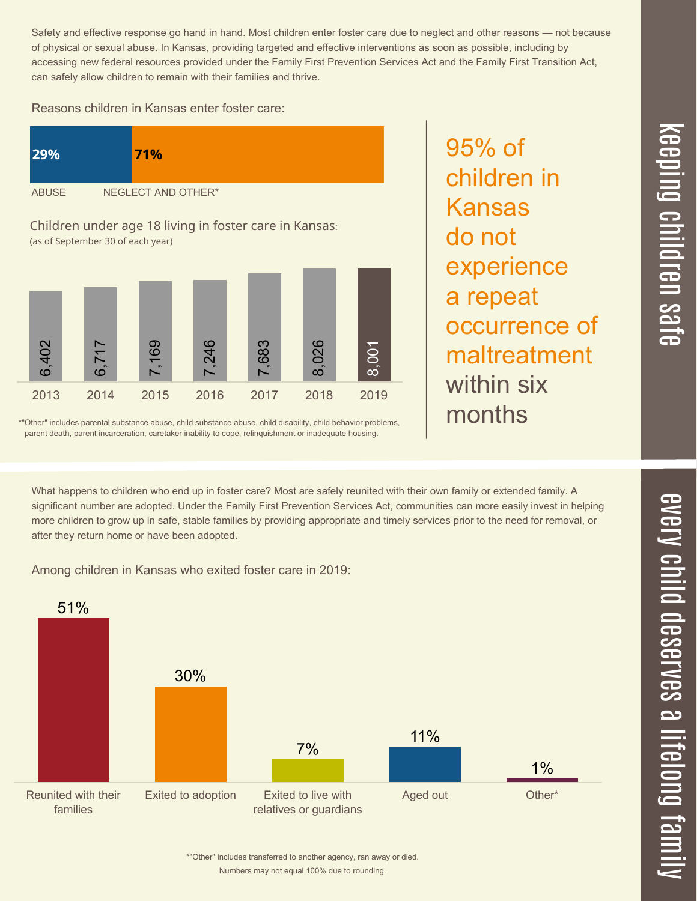# keeping children safe

Safety and effective response go hand in hand. Most children enter foster care due to neglect and other reasons — not because of physical or sexual abuse. In Kansas, providing targeted and effective interventions as soon as possible, including by accessing new federal resources provided under the Family First Prevention Services Act and the Family First Transition Act, can safely allow children to remain with their families and thrive.

Reasons children in Kansas enter foster care:

| ABUSE | NEGLECT AND OTHER* |
|---|---|
| 29% | 71% |

Children under age 18 living in foster care in Kansas:
(as of September 30 of each year)

| Year | Children |
|---|---|
| 2013 | 6,402 |
| 2014 | 6,717 |
| 2015 | 7,169 |
| 2016 | 7,246 |
| 2017 | 7,683 |
| 2018 | 8,026 |
| 2019 | 8,001 |

*"Other" includes parental substance abuse, child substance abuse, child disability, child behavior problems, parent death, parent incarceration, caretaker inability to cope, relinquishment or inadequate housing.

95% of children in Kansas do not experience a repeat occurrence of maltreatment within six months

# every child deserves a lifelong family

What happens to children who end up in foster care? Most are safely reunited with their own family or extended family. A significant number are adopted. Under the Family First Prevention Services Act, communities can more easily invest in helping more children to grow up in safe, stable families by providing appropriate and timely services prior to the need for removal, or after they return home or have been adopted.

Among children in Kansas who exited foster care in 2019:

| Reunited with their families | Exited to adoption | Exited to live with relatives or guardians | Aged out | Other* |
|---|---|---|---|---|
| 51% | 30% | 7% | 11% | 1% |

*"Other" includes transferred to another agency, ran away or died.
Numbers may not equal 100% due to rounding.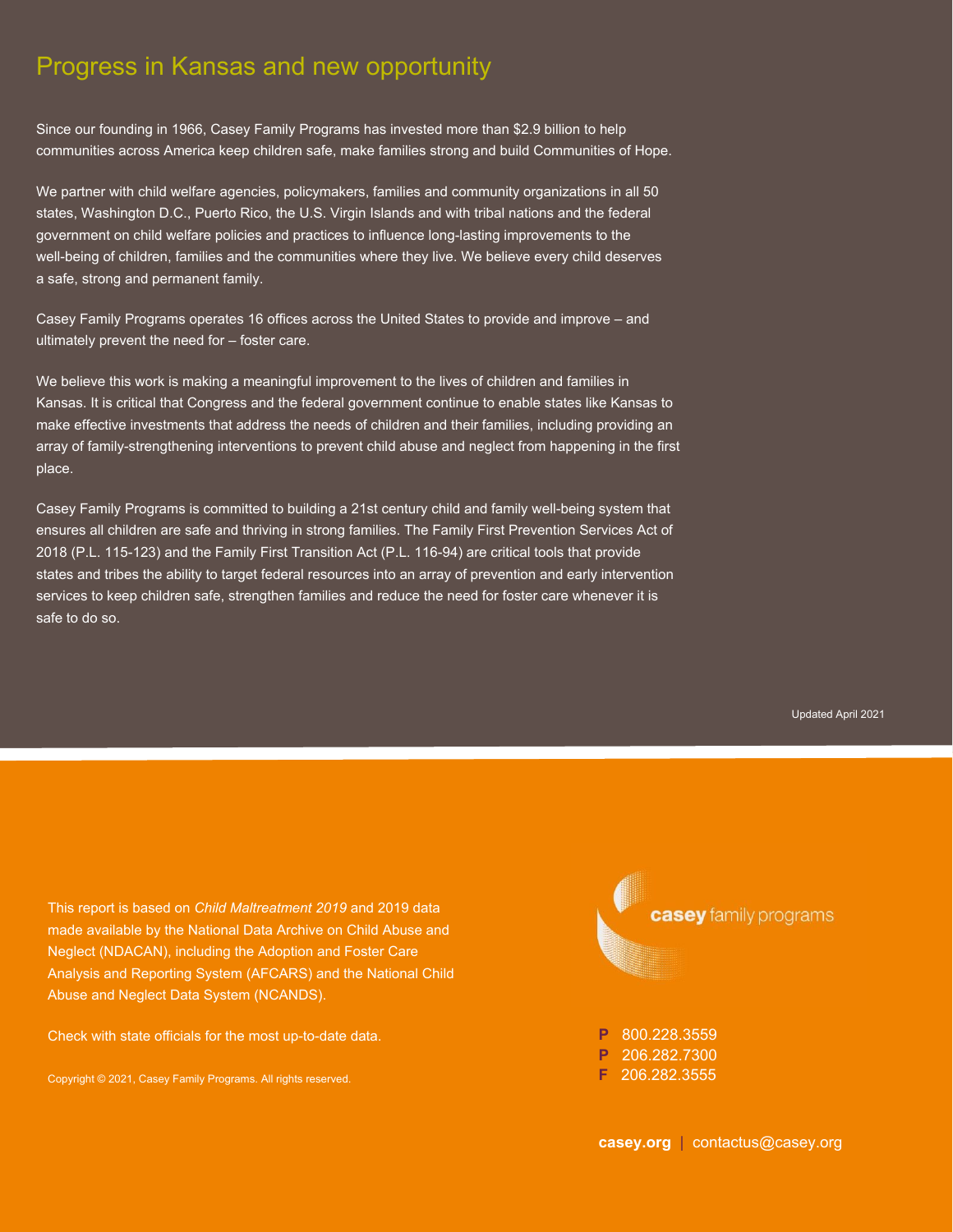# Progress in Kansas and new opportunity

Since our founding in 1966, Casey Family Programs has invested more than $2.9 billion to help communities across America keep children safe, make families strong and build Communities of Hope.

We partner with child welfare agencies, policymakers, families and community organizations in all 50 states, Washington D.C., Puerto Rico, the U.S. Virgin Islands and with tribal nations and the federal government on child welfare policies and practices to influence long-lasting improvements to the well-being of children, families and the communities where they live. We believe every child deserves a safe, strong and permanent family.

Casey Family Programs operates 16 offices across the United States to provide and improve – and ultimately prevent the need for – foster care.

We believe this work is making a meaningful improvement to the lives of children and families in Kansas. It is critical that Congress and the federal government continue to enable states like Kansas to make effective investments that address the needs of children and their families, including providing an array of family-strengthening interventions to prevent child abuse and neglect from happening in the first place.

Casey Family Programs is committed to building a 21st century child and family well-being system that ensures all children are safe and thriving in strong families. The Family First Prevention Services Act of 2018 (P.L. 115-123) and the Family First Transition Act (P.L. 116-94) are critical tools that provide states and tribes the ability to target federal resources into an array of prevention and early intervention services to keep children safe, strengthen families and reduce the need for foster care whenever it is safe to do so.

Updated April 2021

This report is based on *Child Maltreatment 2019* and 2019 data made available by the National Data Archive on Child Abuse and Neglect (NDACAN), including the Adoption and Foster Care Analysis and Reporting System (AFCARS) and the National Child Abuse and Neglect Data System (NCANDS).

Check with state officials for the most up-to-date data.

Copyright © 2021, Casey Family Programs. All rights reserved.

**casey** family programs

**P** 800.228.3559
**P** 206.282.7300
**F** 206.282.3555

**casey.org** | contactus@casey.org